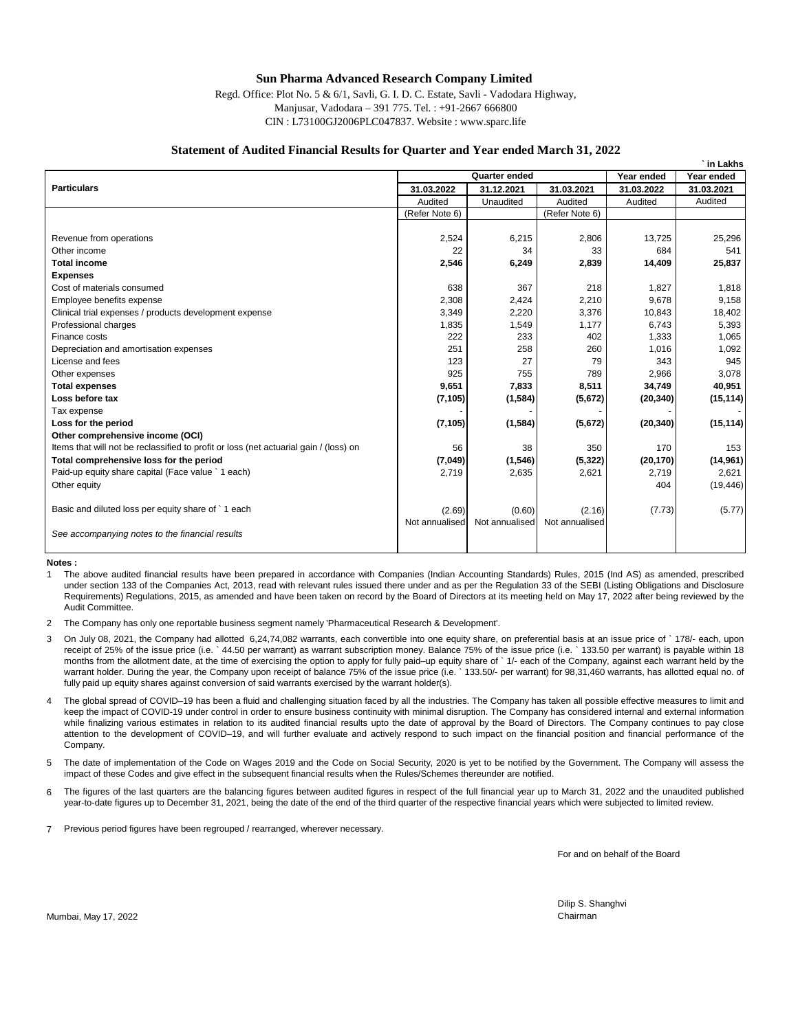# Sun Pharma Advanced Research Company Limited

Regd. Office: Plot No. 5 & 6/1, Savli, G. I. D. C. Estate, Savli - Vadodara Highway,
Manjusar, Vadodara – 391 775. Tel. : +91-2667 666800
CIN : L73100GJ2006PLC047837. Website : www.sparc.life

## Statement of Audited Financial Results for Quarter and Year ended March 31, 2022

` in Lakhs

| Particulars | Quarter ended | | | Year ended | Year ended |
|---|---|---|---|---|---|
| | 31.03.2022 | 31.12.2021 | 31.03.2021 | 31.03.2022 | 31.03.2021 |
| | Audited | Unaudited | Audited | Audited | Audited |
| | (Refer Note 6) | | (Refer Note 6) | | |
| Revenue from operations | 2,524 | 6,215 | 2,806 | 13,725 | 25,296 |
| Other income | 22 | 34 | 33 | 684 | 541 |
| **Total income** | **2,546** | **6,249** | **2,839** | **14,409** | **25,837** |
| **Expenses** | | | | | |
| Cost of materials consumed | 638 | 367 | 218 | 1,827 | 1,818 |
| Employee benefits expense | 2,308 | 2,424 | 2,210 | 9,678 | 9,158 |
| Clinical trial expenses / products development expense | 3,349 | 2,220 | 3,376 | 10,843 | 18,402 |
| Professional charges | 1,835 | 1,549 | 1,177 | 6,743 | 5,393 |
| Finance costs | 222 | 233 | 402 | 1,333 | 1,065 |
| Depreciation and amortisation expenses | 251 | 258 | 260 | 1,016 | 1,092 |
| License and fees | 123 | 27 | 79 | 343 | 945 |
| Other expenses | 925 | 755 | 789 | 2,966 | 3,078 |
| **Total expenses** | **9,651** | **7,833** | **8,511** | **34,749** | **40,951** |
| **Loss before tax** | **(7,105)** | **(1,584)** | **(5,672)** | **(20,340)** | **(15,114)** |
| Tax expense | - | - | - | - | - |
| **Loss for the period** | **(7,105)** | **(1,584)** | **(5,672)** | **(20,340)** | **(15,114)** |
| **Other comprehensive income (OCI)** | | | | | |
| Items that will not be reclassified to profit or loss (net actuarial gain / (loss) on | 56 | 38 | 350 | 170 | 153 |
| **Total comprehensive loss for the period** | **(7,049)** | **(1,546)** | **(5,322)** | **(20,170)** | **(14,961)** |
| Paid-up equity share capital (Face value ` 1 each) | 2,719 | 2,635 | 2,621 | 2,719 | 2,621 |
| Other equity | | | | 404 | (19,446) |
| Basic and diluted loss per equity share of ` 1 each | (2.69) | (0.60) | (2.16) | (7.73) | (5.77) |
| | Not annualised | Not annualised | Not annualised | | |
| *See accompanying notes to the financial results* | | | | | |

**Notes :**

1. The above audited financial results have been prepared in accordance with Companies (Indian Accounting Standards) Rules, 2015 (Ind AS) as amended, prescribed under section 133 of the Companies Act, 2013, read with relevant rules issued there under and as per the Regulation 33 of the SEBI (Listing Obligations and Disclosure Requirements) Regulations, 2015, as amended and have been taken on record by the Board of Directors at its meeting held on May 17, 2022 after being reviewed by the Audit Committee.

2. The Company has only one reportable business segment namely 'Pharmaceutical Research & Development'.

3. On July 08, 2021, the Company had allotted 6,24,74,082 warrants, each convertible into one equity share, on preferential basis at an issue price of ` 178/- each, upon receipt of 25% of the issue price (i.e. ` 44.50 per warrant) as warrant subscription money. Balance 75% of the issue price (i.e. ` 133.50 per warrant) is payable within 18 months from the allotment date, at the time of exercising the option to apply for fully paid–up equity share of ` 1/- each of the Company, against each warrant held by the warrant holder. During the year, the Company upon receipt of balance 75% of the issue price (i.e. ` 133.50/- per warrant) for 98,31,460 warrants, has allotted equal no. of fully paid up equity shares against conversion of said warrants exercised by the warrant holder(s).

4. The global spread of COVID–19 has been a fluid and challenging situation faced by all the industries. The Company has taken all possible effective measures to limit and keep the impact of COVID-19 under control in order to ensure business continuity with minimal disruption. The Company has considered internal and external information while finalizing various estimates in relation to its audited financial results upto the date of approval by the Board of Directors. The Company continues to pay close attention to the development of COVID–19, and will further evaluate and actively respond to such impact on the financial position and financial performance of the Company.

5. The date of implementation of the Code on Wages 2019 and the Code on Social Security, 2020 is yet to be notified by the Government. The Company will assess the impact of these Codes and give effect in the subsequent financial results when the Rules/Schemes thereunder are notified.

6. The figures of the last quarters are the balancing figures between audited figures in respect of the full financial year up to March 31, 2022 and the unaudited published year-to-date figures up to December 31, 2021, being the date of the end of the third quarter of the respective financial years which were subjected to limited review.

7. Previous period figures have been regrouped / rearranged, wherever necessary.

For and on behalf of the Board

Mumbai, May 17, 2022

Dilip S. Shanghvi
Chairman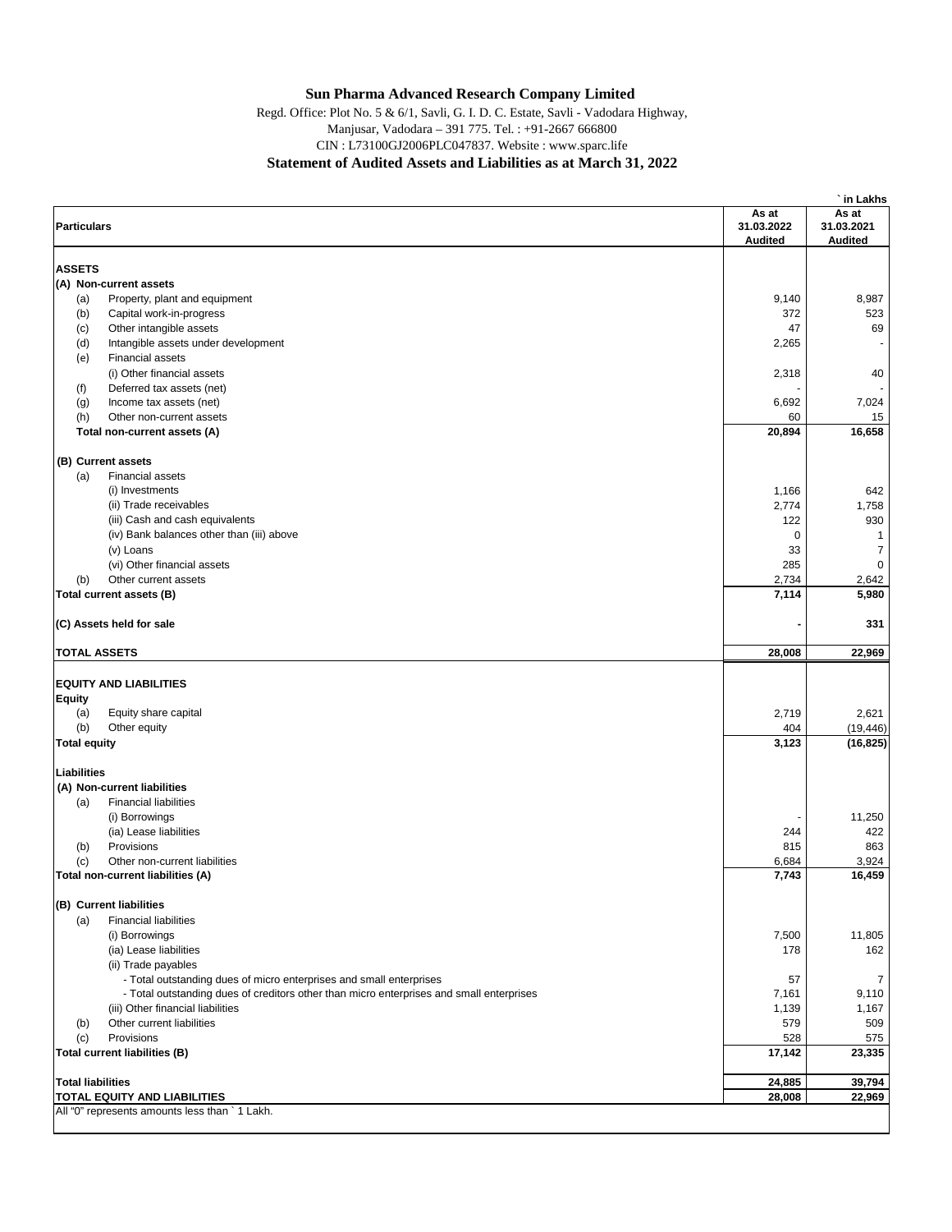# Sun Pharma Advanced Research Company Limited

Regd. Office: Plot No. 5 & 6/1, Savli, G. I. D. C. Estate, Savli - Vadodara Highway, Manjusar, Vadodara – 391 775. Tel. : +91-2667 666800

CIN : L73100GJ2006PLC047837. Website : www.sparc.life

## Statement of Audited Assets and Liabilities as at March 31, 2022

` in Lakhs

| Particulars | As at 31.03.2022 Audited | As at 31.03.2021 Audited |
|---|---|---|
| **ASSETS** | | |
| **(A) Non-current assets** | | |
| (a) Property, plant and equipment | 9,140 | 8,987 |
| (b) Capital work-in-progress | 372 | 523 |
| (c) Other intangible assets | 47 | 69 |
| (d) Intangible assets under development | 2,265 | - |
| (e) Financial assets | | |
| (i) Other financial assets | 2,318 | 40 |
| (f) Deferred tax assets (net) | - | - |
| (g) Income tax assets (net) | 6,692 | 7,024 |
| (h) Other non-current assets | 60 | 15 |
| **Total non-current assets (A)** | **20,894** | **16,658** |
| **(B) Current assets** | | |
| (a) Financial assets | | |
| (i) Investments | 1,166 | 642 |
| (ii) Trade receivables | 2,774 | 1,758 |
| (iii) Cash and cash equivalents | 122 | 930 |
| (iv) Bank balances other than (iii) above | 0 | 1 |
| (v) Loans | 33 | 7 |
| (vi) Other financial assets | 285 | 0 |
| (b) Other current assets | 2,734 | 2,642 |
| **Total current assets (B)** | **7,114** | **5,980** |
| **(C) Assets held for sale** | **-** | **331** |
| **TOTAL ASSETS** | **28,008** | **22,969** |
| **EQUITY AND LIABILITIES** | | |
| **Equity** | | |
| (a) Equity share capital | 2,719 | 2,621 |
| (b) Other equity | 404 | (19,446) |
| **Total equity** | **3,123** | **(16,825)** |
| **Liabilities** | | |
| **(A) Non-current liabilities** | | |
| (a) Financial liabilities | | |
| (i) Borrowings | - | 11,250 |
| (ia) Lease liabilities | 244 | 422 |
| (b) Provisions | 815 | 863 |
| (c) Other non-current liabilities | 6,684 | 3,924 |
| **Total non-current liabilities (A)** | **7,743** | **16,459** |
| **(B) Current liabilities** | | |
| (a) Financial liabilities | | |
| (i) Borrowings | 7,500 | 11,805 |
| (ia) Lease liabilities | 178 | 162 |
| (ii) Trade payables | | |
| - Total outstanding dues of micro enterprises and small enterprises | 57 | 7 |
| - Total outstanding dues of creditors other than micro enterprises and small enterprises | 7,161 | 9,110 |
| (iii) Other financial liabilities | 1,139 | 1,167 |
| (b) Other current liabilities | 579 | 509 |
| (c) Provisions | 528 | 575 |
| **Total current liabilities (B)** | **17,142** | **23,335** |
| **Total liabilities** | **24,885** | **39,794** |
| **TOTAL EQUITY AND LIABILITIES** | **28,008** | **22,969** |

All "0" represents amounts less than ` 1 Lakh.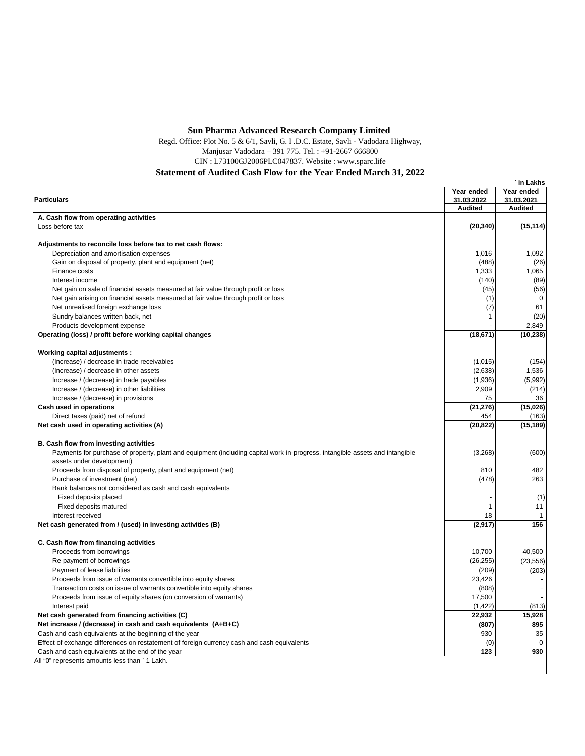**Sun Pharma Advanced Research Company Limited**

Regd. Office: Plot No. 5 & 6/1, Savli, G. I .D.C. Estate, Savli - Vadodara Highway,
Manjusar Vadodara – 391 775. Tel. : +91-2667 666800
CIN : L73100GJ2006PLC047837. Website : www.sparc.life

**Statement of Audited Cash Flow for the Year Ended March 31, 2022**

` in Lakhs

| Particulars | Year ended 31.03.2022 Audited | Year ended 31.03.2021 Audited |
|---|---|---|
| **A. Cash flow from operating activities** | | |
| Loss before tax | **(20,340)** | **(15,114)** |
| | | |
| **Adjustments to reconcile loss before tax to net cash flows:** | | |
| Depreciation and amortisation expenses | 1,016 | 1,092 |
| Gain on disposal of property, plant and equipment (net) | (488) | (26) |
| Finance costs | 1,333 | 1,065 |
| Interest income | (140) | (89) |
| Net gain on sale of financial assets measured at fair value through profit or loss | (45) | (56) |
| Net gain arising on financial assets measured at fair value through profit or loss | (1) | 0 |
| Net unrealised foreign exchange loss | (7) | 61 |
| Sundry balances written back, net | 1 | (20) |
| Products development expense | - | 2,849 |
| **Operating (loss) / profit before working capital changes** | **(18,671)** | **(10,238)** |
| | | |
| **Working capital adjustments :** | | |
| (Increase) / decrease in trade receivables | (1,015) | (154) |
| (Increase) / decrease in other assets | (2,638) | 1,536 |
| Increase / (decrease) in trade payables | (1,936) | (5,992) |
| Increase / (decrease) in other liabilities | 2,909 | (214) |
| Increase / (decrease) in provisions | 75 | 36 |
| **Cash used in operations** | **(21,276)** | **(15,026)** |
| Direct taxes (paid) net of refund | 454 | (163) |
| **Net cash used in operating activities (A)** | **(20,822)** | **(15,189)** |
| | | |
| **B. Cash flow from investing activities** | | |
| Payments for purchase of property, plant and equipment (including capital work-in-progress, intangible assets and intangible assets under development) | (3,268) | (600) |
| Proceeds from disposal of property, plant and equipment (net) | 810 | 482 |
| Purchase of investment (net) | (478) | 263 |
| Bank balances not considered as cash and cash equivalents | | |
| Fixed deposits placed | - | (1) |
| Fixed deposits matured | 1 | 11 |
| Interest received | 18 | 1 |
| **Net cash generated from / (used) in investing activities (B)** | **(2,917)** | **156** |
| | | |
| **C. Cash flow from financing activities** | | |
| Proceeds from borrowings | 10,700 | 40,500 |
| Re-payment of borrowings | (26,255) | (23,556) |
| Payment of lease liabilities | (209) | (203) |
| Proceeds from issue of warrants convertible into equity shares | 23,426 | - |
| Transaction costs on issue of warrants convertible into equity shares | (808) | - |
| Proceeds from issue of equity shares (on conversion of warrants) | 17,500 | - |
| Interest paid | (1,422) | (813) |
| **Net cash generated from financing activities (C)** | **22,932** | **15,928** |
| **Net increase / (decrease) in cash and cash equivalents (A+B+C)** | **(807)** | **895** |
| Cash and cash equivalents at the beginning of the year | 930 | 35 |
| Effect of exchange differences on restatement of foreign currency cash and cash equivalents | (0) | 0 |
| Cash and cash equivalents at the end of the year | **123** | **930** |

All "0" represents amounts less than ` 1 Lakh.